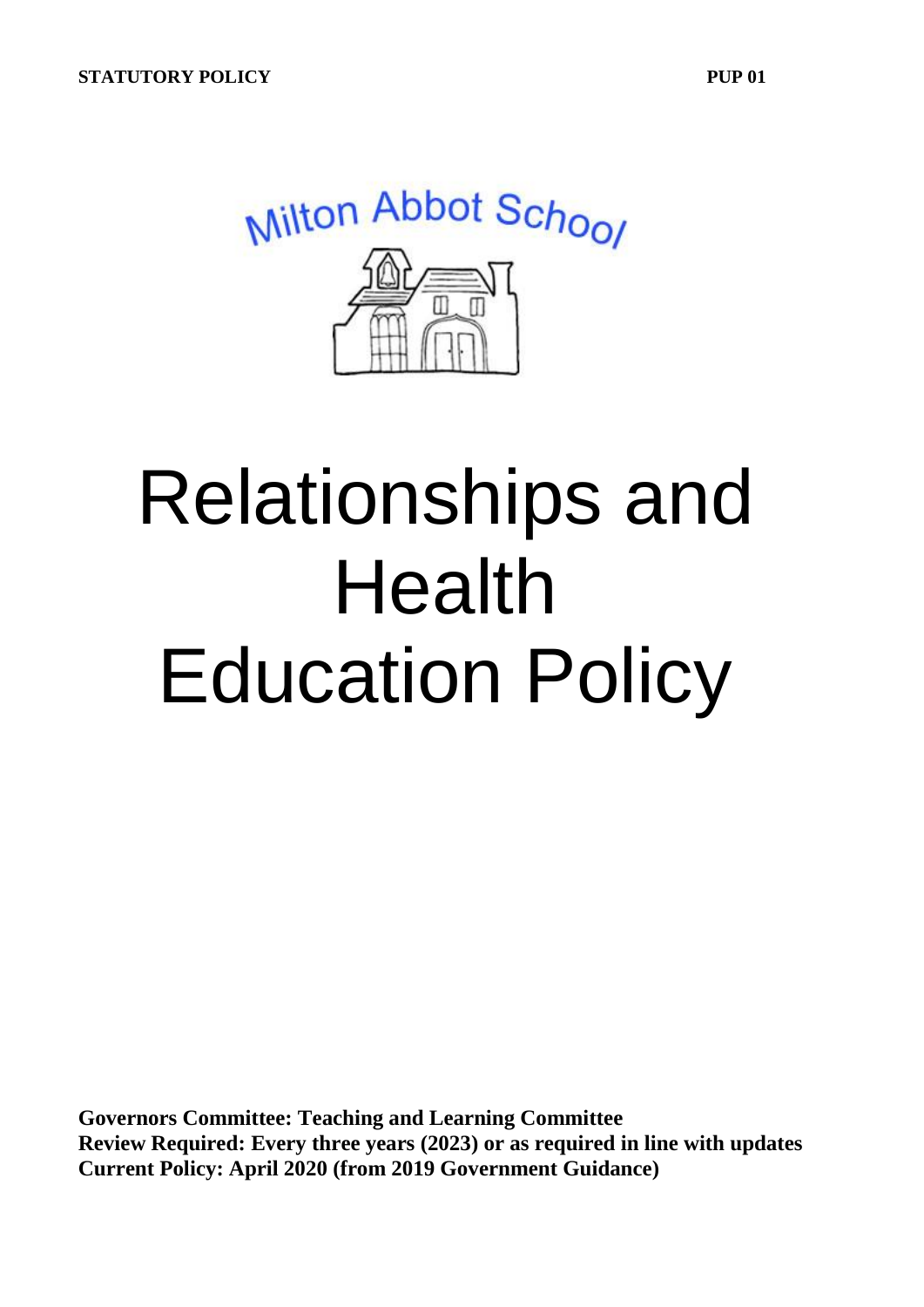**STATUTORY POLICY** **PUP 01**

Milton Abbot School

# Relationships and Health Education Policy

**Governors Committee: Teaching and Learning Committee**
**Review Required: Every three years (2023) or as required in line with updates**
**Current Policy: April 2020 (from 2019 Government Guidance)**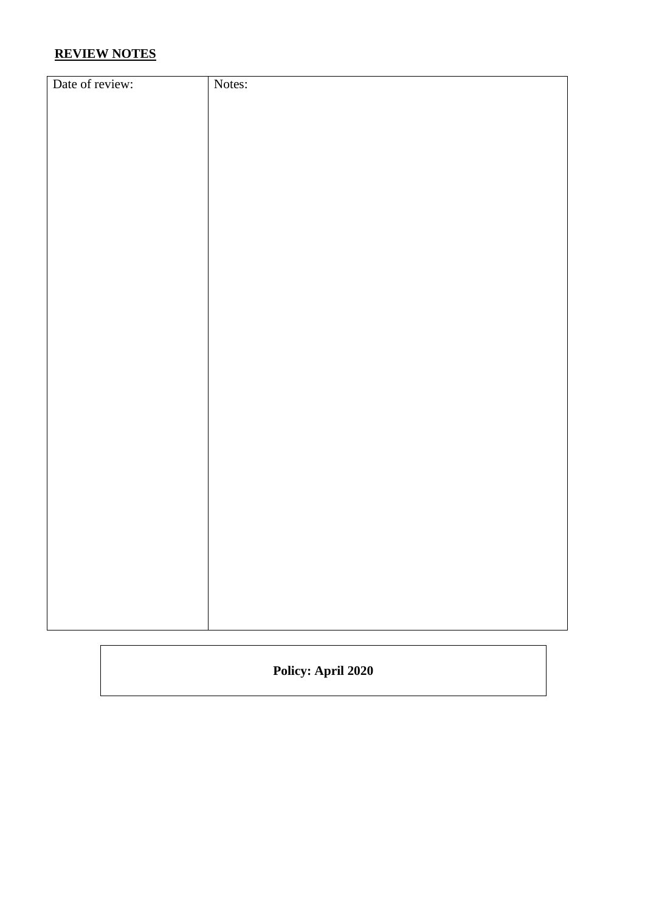**REVIEW NOTES**

| Date of review: | Notes: |
| --- | --- |

**Policy: April 2020**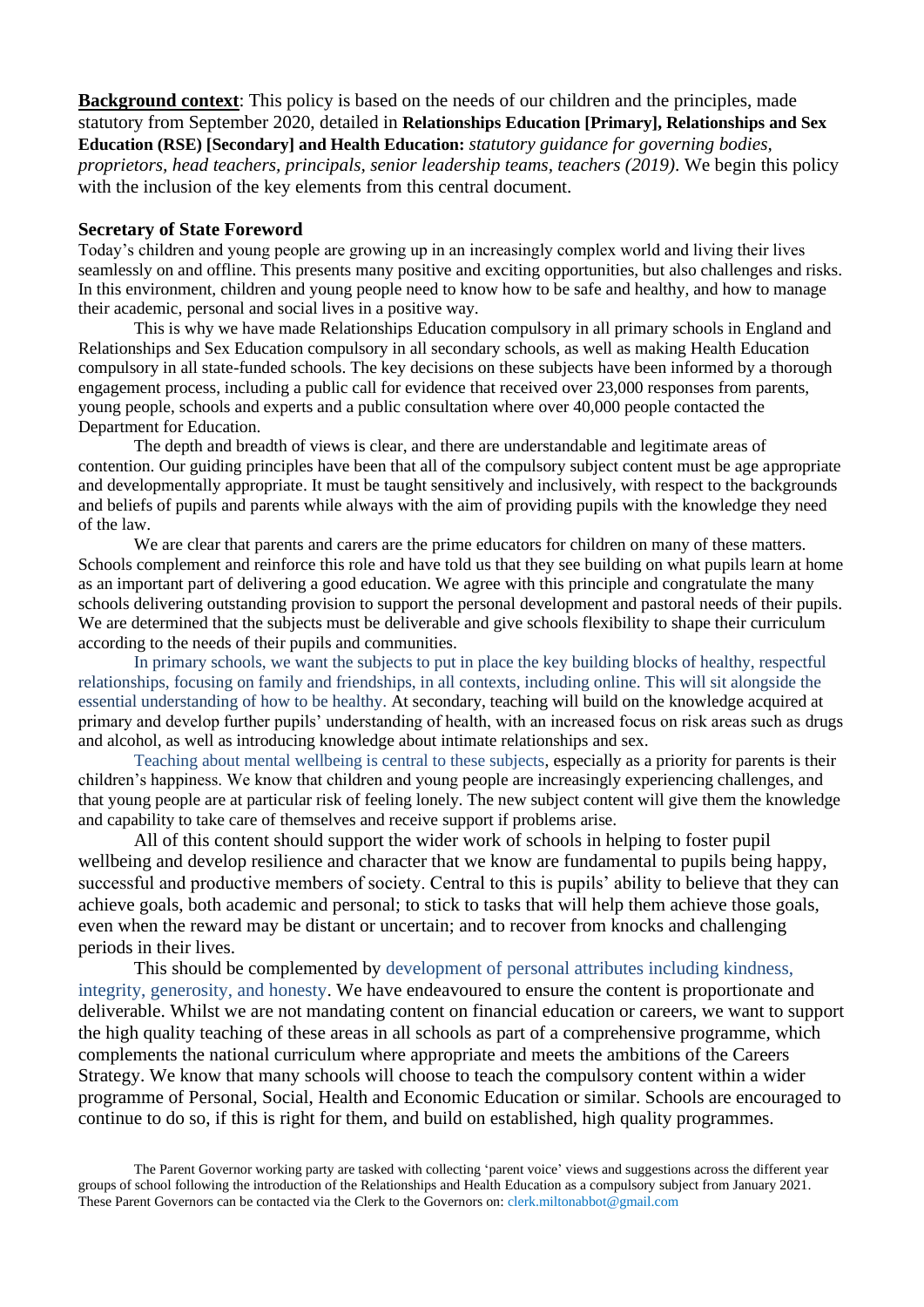**Background context**: This policy is based on the needs of our children and the principles, made statutory from September 2020, detailed in **Relationships Education [Primary], Relationships and Sex Education (RSE) [Secondary] and Health Education:** *statutory guidance for governing bodies, proprietors, head teachers, principals, senior leadership teams, teachers (2019)*. We begin this policy with the inclusion of the key elements from this central document.

### Secretary of State Foreword

Today's children and young people are growing up in an increasingly complex world and living their lives seamlessly on and offline. This presents many positive and exciting opportunities, but also challenges and risks. In this environment, children and young people need to know how to be safe and healthy, and how to manage their academic, personal and social lives in a positive way.

This is why we have made Relationships Education compulsory in all primary schools in England and Relationships and Sex Education compulsory in all secondary schools, as well as making Health Education compulsory in all state-funded schools. The key decisions on these subjects have been informed by a thorough engagement process, including a public call for evidence that received over 23,000 responses from parents, young people, schools and experts and a public consultation where over 40,000 people contacted the Department for Education.

The depth and breadth of views is clear, and there are understandable and legitimate areas of contention. Our guiding principles have been that all of the compulsory subject content must be age appropriate and developmentally appropriate. It must be taught sensitively and inclusively, with respect to the backgrounds and beliefs of pupils and parents while always with the aim of providing pupils with the knowledge they need of the law.

We are clear that parents and carers are the prime educators for children on many of these matters. Schools complement and reinforce this role and have told us that they see building on what pupils learn at home as an important part of delivering a good education. We agree with this principle and congratulate the many schools delivering outstanding provision to support the personal development and pastoral needs of their pupils. We are determined that the subjects must be deliverable and give schools flexibility to shape their curriculum according to the needs of their pupils and communities.

In primary schools, we want the subjects to put in place the key building blocks of healthy, respectful relationships, focusing on family and friendships, in all contexts, including online. This will sit alongside the essential understanding of how to be healthy. At secondary, teaching will build on the knowledge acquired at primary and develop further pupils' understanding of health, with an increased focus on risk areas such as drugs and alcohol, as well as introducing knowledge about intimate relationships and sex.

Teaching about mental wellbeing is central to these subjects, especially as a priority for parents is their children's happiness. We know that children and young people are increasingly experiencing challenges, and that young people are at particular risk of feeling lonely. The new subject content will give them the knowledge and capability to take care of themselves and receive support if problems arise.

All of this content should support the wider work of schools in helping to foster pupil wellbeing and develop resilience and character that we know are fundamental to pupils being happy, successful and productive members of society. Central to this is pupils' ability to believe that they can achieve goals, both academic and personal; to stick to tasks that will help them achieve those goals, even when the reward may be distant or uncertain; and to recover from knocks and challenging periods in their lives.

This should be complemented by development of personal attributes including kindness, integrity, generosity, and honesty. We have endeavoured to ensure the content is proportionate and deliverable. Whilst we are not mandating content on financial education or careers, we want to support the high quality teaching of these areas in all schools as part of a comprehensive programme, which complements the national curriculum where appropriate and meets the ambitions of the Careers Strategy. We know that many schools will choose to teach the compulsory content within a wider programme of Personal, Social, Health and Economic Education or similar. Schools are encouraged to continue to do so, if this is right for them, and build on established, high quality programmes.

The Parent Governor working party are tasked with collecting 'parent voice' views and suggestions across the different year groups of school following the introduction of the Relationships and Health Education as a compulsory subject from January 2021. These Parent Governors can be contacted via the Clerk to the Governors on: clerk.miltonabbot@gmail.com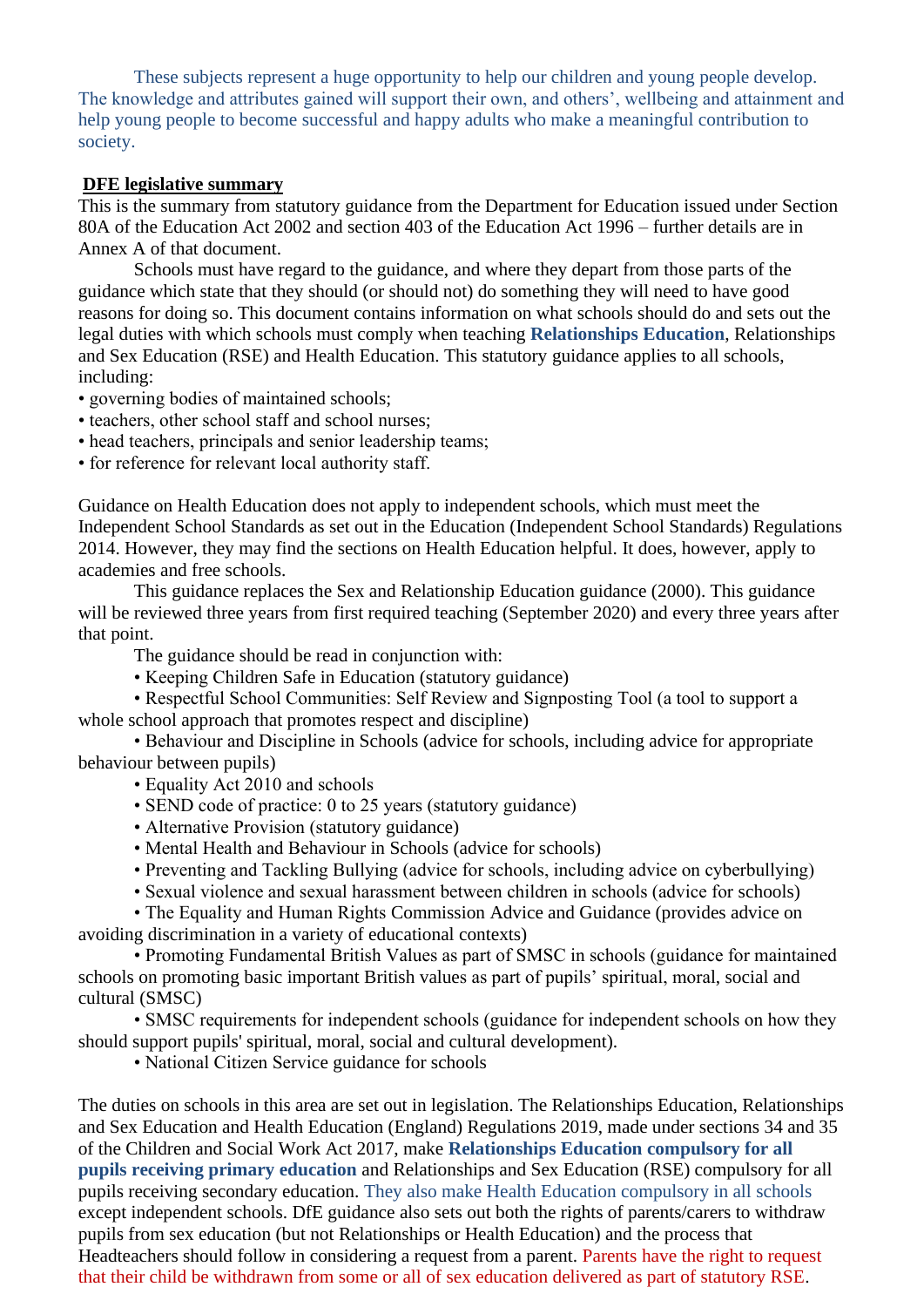These subjects represent a huge opportunity to help our children and young people develop. The knowledge and attributes gained will support their own, and others', wellbeing and attainment and help young people to become successful and happy adults who make a meaningful contribution to society.

**DFE legislative summary**

This is the summary from statutory guidance from the Department for Education issued under Section 80A of the Education Act 2002 and section 403 of the Education Act 1996 – further details are in Annex A of that document.

Schools must have regard to the guidance, and where they depart from those parts of the guidance which state that they should (or should not) do something they will need to have good reasons for doing so. This document contains information on what schools should do and sets out the legal duties with which schools must comply when teaching **Relationships Education**, Relationships and Sex Education (RSE) and Health Education. This statutory guidance applies to all schools, including:

- governing bodies of maintained schools;
- teachers, other school staff and school nurses;
- head teachers, principals and senior leadership teams;
- for reference for relevant local authority staff.

Guidance on Health Education does not apply to independent schools, which must meet the Independent School Standards as set out in the Education (Independent School Standards) Regulations 2014. However, they may find the sections on Health Education helpful. It does, however, apply to academies and free schools.

This guidance replaces the Sex and Relationship Education guidance (2000). This guidance will be reviewed three years from first required teaching (September 2020) and every three years after that point.

The guidance should be read in conjunction with:

- Keeping Children Safe in Education (statutory guidance)
- Respectful School Communities: Self Review and Signposting Tool (a tool to support a whole school approach that promotes respect and discipline)
- Behaviour and Discipline in Schools (advice for schools, including advice for appropriate behaviour between pupils)
- Equality Act 2010 and schools
- SEND code of practice: 0 to 25 years (statutory guidance)
- Alternative Provision (statutory guidance)
- Mental Health and Behaviour in Schools (advice for schools)
- Preventing and Tackling Bullying (advice for schools, including advice on cyberbullying)
- Sexual violence and sexual harassment between children in schools (advice for schools)
- The Equality and Human Rights Commission Advice and Guidance (provides advice on avoiding discrimination in a variety of educational contexts)
- Promoting Fundamental British Values as part of SMSC in schools (guidance for maintained schools on promoting basic important British values as part of pupils' spiritual, moral, social and cultural (SMSC)
- SMSC requirements for independent schools (guidance for independent schools on how they should support pupils' spiritual, moral, social and cultural development).
- National Citizen Service guidance for schools

The duties on schools in this area are set out in legislation. The Relationships Education, Relationships and Sex Education and Health Education (England) Regulations 2019, made under sections 34 and 35 of the Children and Social Work Act 2017, make **Relationships Education compulsory for all pupils receiving primary education** and Relationships and Sex Education (RSE) compulsory for all pupils receiving secondary education. They also make Health Education compulsory in all schools except independent schools. DfE guidance also sets out both the rights of parents/carers to withdraw pupils from sex education (but not Relationships or Health Education) and the process that Headteachers should follow in considering a request from a parent. Parents have the right to request that their child be withdrawn from some or all of sex education delivered as part of statutory RSE.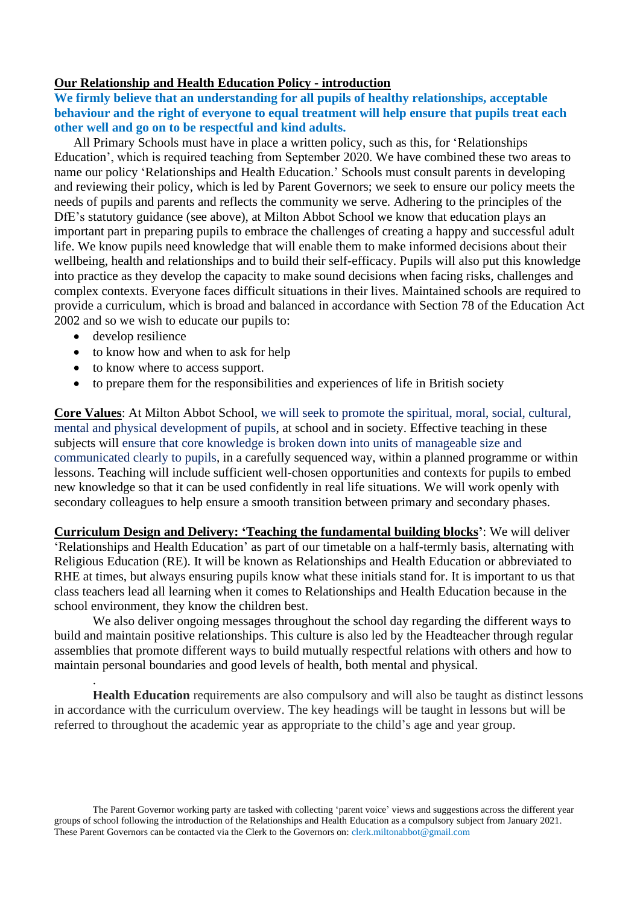**Our Relationship and Health Education Policy - introduction**

**We firmly believe that an understanding for all pupils of healthy relationships, acceptable behaviour and the right of everyone to equal treatment will help ensure that pupils treat each other well and go on to be respectful and kind adults.**

All Primary Schools must have in place a written policy, such as this, for 'Relationships Education', which is required teaching from September 2020. We have combined these two areas to name our policy 'Relationships and Health Education.' Schools must consult parents in developing and reviewing their policy, which is led by Parent Governors; we seek to ensure our policy meets the needs of pupils and parents and reflects the community we serve. Adhering to the principles of the DfE's statutory guidance (see above), at Milton Abbot School we know that education plays an important part in preparing pupils to embrace the challenges of creating a happy and successful adult life. We know pupils need knowledge that will enable them to make informed decisions about their wellbeing, health and relationships and to build their self-efficacy. Pupils will also put this knowledge into practice as they develop the capacity to make sound decisions when facing risks, challenges and complex contexts. Everyone faces difficult situations in their lives. Maintained schools are required to provide a curriculum, which is broad and balanced in accordance with Section 78 of the Education Act 2002 and so we wish to educate our pupils to:

- develop resilience
- to know how and when to ask for help
- to know where to access support.
- to prepare them for the responsibilities and experiences of life in British society

**Core Values**: At Milton Abbot School, we will seek to promote the spiritual, moral, social, cultural, mental and physical development of pupils, at school and in society. Effective teaching in these subjects will ensure that core knowledge is broken down into units of manageable size and communicated clearly to pupils, in a carefully sequenced way, within a planned programme or within lessons. Teaching will include sufficient well-chosen opportunities and contexts for pupils to embed new knowledge so that it can be used confidently in real life situations. We will work openly with secondary colleagues to help ensure a smooth transition between primary and secondary phases.

**Curriculum Design and Delivery: 'Teaching the fundamental building blocks'**: We will deliver 'Relationships and Health Education' as part of our timetable on a half-termly basis, alternating with Religious Education (RE). It will be known as Relationships and Health Education or abbreviated to RHE at times, but always ensuring pupils know what these initials stand for. It is important to us that class teachers lead all learning when it comes to Relationships and Health Education because in the school environment, they know the children best.

We also deliver ongoing messages throughout the school day regarding the different ways to build and maintain positive relationships. This culture is also led by the Headteacher through regular assemblies that promote different ways to build mutually respectful relations with others and how to maintain personal boundaries and good levels of health, both mental and physical.

.

**Health Education** requirements are also compulsory and will also be taught as distinct lessons in accordance with the curriculum overview. The key headings will be taught in lessons but will be referred to throughout the academic year as appropriate to the child's age and year group.

The Parent Governor working party are tasked with collecting 'parent voice' views and suggestions across the different year groups of school following the introduction of the Relationships and Health Education as a compulsory subject from January 2021. These Parent Governors can be contacted via the Clerk to the Governors on: clerk.miltonabbot@gmail.com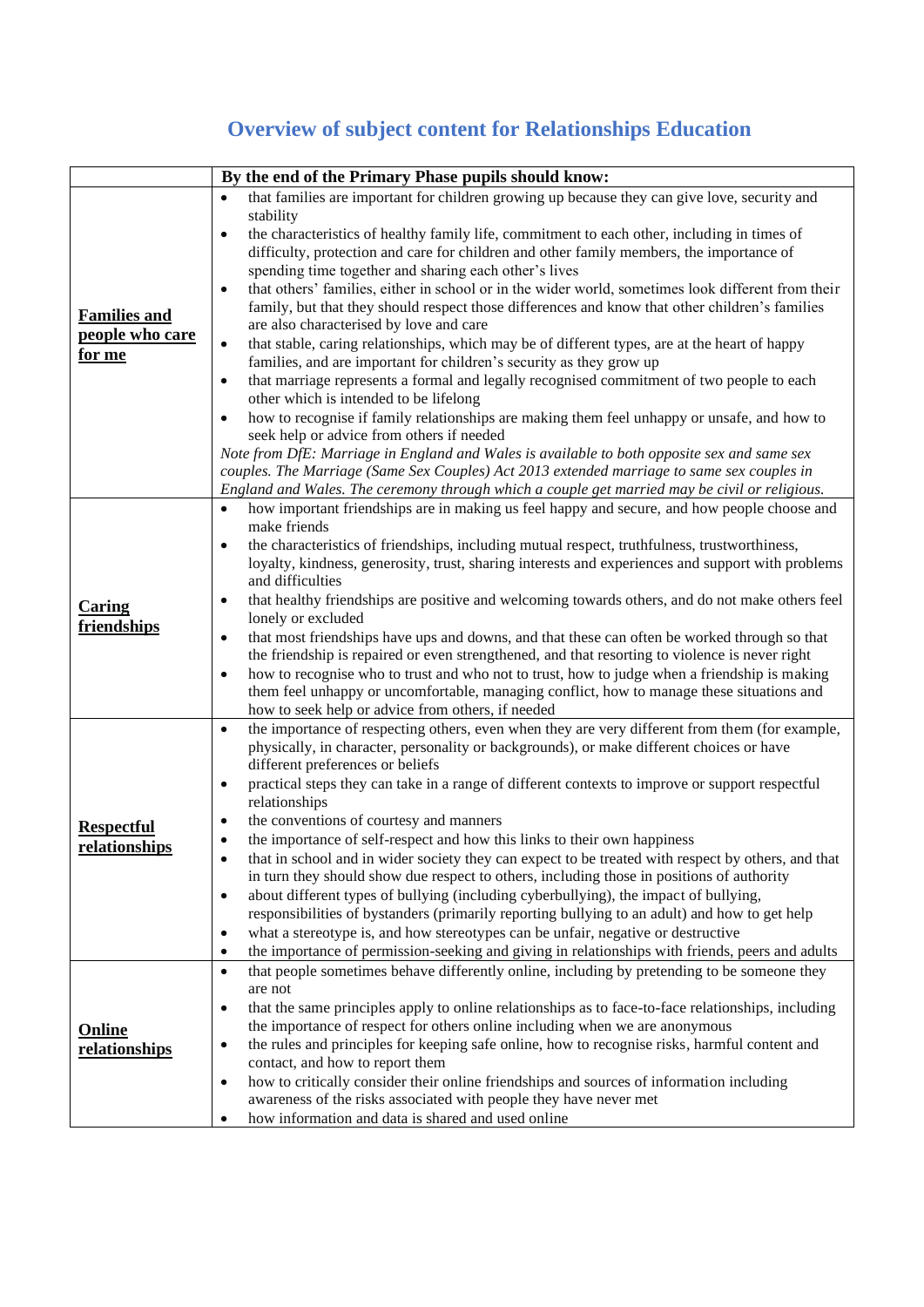# Overview of subject content for Relationships Education

| | By the end of the Primary Phase pupils should know: |
|---|---|
| **Families and people who care for me** | • that families are important for children growing up because they can give love, security and stability<br>• the characteristics of healthy family life, commitment to each other, including in times of difficulty, protection and care for children and other family members, the importance of spending time together and sharing each other's lives<br>• that others' families, either in school or in the wider world, sometimes look different from their family, but that they should respect those differences and know that other children's families are also characterised by love and care<br>• that stable, caring relationships, which may be of different types, are at the heart of happy families, and are important for children's security as they grow up<br>• that marriage represents a formal and legally recognised commitment of two people to each other which is intended to be lifelong<br>• how to recognise if family relationships are making them feel unhappy or unsafe, and how to seek help or advice from others if needed<br>*Note from DfE: Marriage in England and Wales is available to both opposite sex and same sex couples. The Marriage (Same Sex Couples) Act 2013 extended marriage to same sex couples in England and Wales. The ceremony through which a couple get married may be civil or religious.* |
| **Caring friendships** | • how important friendships are in making us feel happy and secure, and how people choose and make friends<br>• the characteristics of friendships, including mutual respect, truthfulness, trustworthiness, loyalty, kindness, generosity, trust, sharing interests and experiences and support with problems and difficulties<br>• that healthy friendships are positive and welcoming towards others, and do not make others feel lonely or excluded<br>• that most friendships have ups and downs, and that these can often be worked through so that the friendship is repaired or even strengthened, and that resorting to violence is never right<br>• how to recognise who to trust and who not to trust, how to judge when a friendship is making them feel unhappy or uncomfortable, managing conflict, how to manage these situations and how to seek help or advice from others, if needed |
| **Respectful relationships** | • the importance of respecting others, even when they are very different from them (for example, physically, in character, personality or backgrounds), or make different choices or have different preferences or beliefs<br>• practical steps they can take in a range of different contexts to improve or support respectful relationships<br>• the conventions of courtesy and manners<br>• the importance of self-respect and how this links to their own happiness<br>• that in school and in wider society they can expect to be treated with respect by others, and that in turn they should show due respect to others, including those in positions of authority<br>• about different types of bullying (including cyberbullying), the impact of bullying, responsibilities of bystanders (primarily reporting bullying to an adult) and how to get help<br>• what a stereotype is, and how stereotypes can be unfair, negative or destructive<br>• the importance of permission-seeking and giving in relationships with friends, peers and adults |
| **Online relationships** | • that people sometimes behave differently online, including by pretending to be someone they are not<br>• that the same principles apply to online relationships as to face-to-face relationships, including the importance of respect for others online including when we are anonymous<br>• the rules and principles for keeping safe online, how to recognise risks, harmful content and contact, and how to report them<br>• how to critically consider their online friendships and sources of information including awareness of the risks associated with people they have never met<br>• how information and data is shared and used online |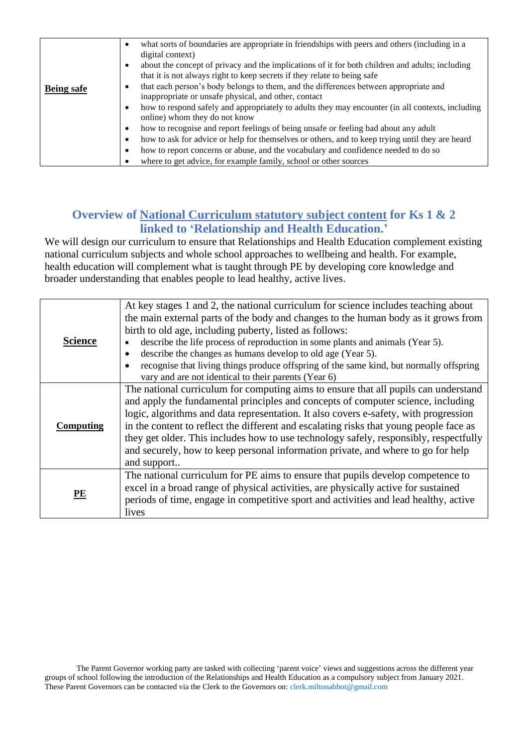| Being safe | • what sorts of boundaries are appropriate in friendships with peers and others (including in a digital context)<br>• about the concept of privacy and the implications of it for both children and adults; including that it is not always right to keep secrets if they relate to being safe<br>• that each person's body belongs to them, and the differences between appropriate and inappropriate or unsafe physical, and other, contact<br>• how to respond safely and appropriately to adults they may encounter (in all contexts, including online) whom they do not know<br>• how to recognise and report feelings of being unsafe or feeling bad about any adult<br>• how to ask for advice or help for themselves or others, and to keep trying until they are heard<br>• how to report concerns or abuse, and the vocabulary and confidence needed to do so<br>• where to get advice, for example family, school or other sources |
|---|---|

## Overview of National Curriculum statutory subject content for Ks 1 & 2 linked to 'Relationship and Health Education.'

We will design our curriculum to ensure that Relationships and Health Education complement existing national curriculum subjects and whole school approaches to wellbeing and health. For example, health education will complement what is taught through PE by developing core knowledge and broader understanding that enables people to lead healthy, active lives.

| Science | At key stages 1 and 2, the national curriculum for science includes teaching about the main external parts of the body and changes to the human body as it grows from birth to old age, including puberty, listed as follows:<br>• describe the life process of reproduction in some plants and animals (Year 5).<br>• describe the changes as humans develop to old age (Year 5).<br>• recognise that living things produce offspring of the same kind, but normally offspring vary and are not identical to their parents (Year 6) |
|---|---|
| Computing | The national curriculum for computing aims to ensure that all pupils can understand and apply the fundamental principles and concepts of computer science, including logic, algorithms and data representation. It also covers e-safety, with progression in the content to reflect the different and escalating risks that young people face as they get older. This includes how to use technology safely, responsibly, respectfully and securely, how to keep personal information private, and where to go for help and support.. |
| PE | The national curriculum for PE aims to ensure that pupils develop competence to excel in a broad range of physical activities, are physically active for sustained periods of time, engage in competitive sport and activities and lead healthy, active lives |

The Parent Governor working party are tasked with collecting 'parent voice' views and suggestions across the different year groups of school following the introduction of the Relationships and Health Education as a compulsory subject from January 2021. These Parent Governors can be contacted via the Clerk to the Governors on: clerk.miltonabbot@gmail.com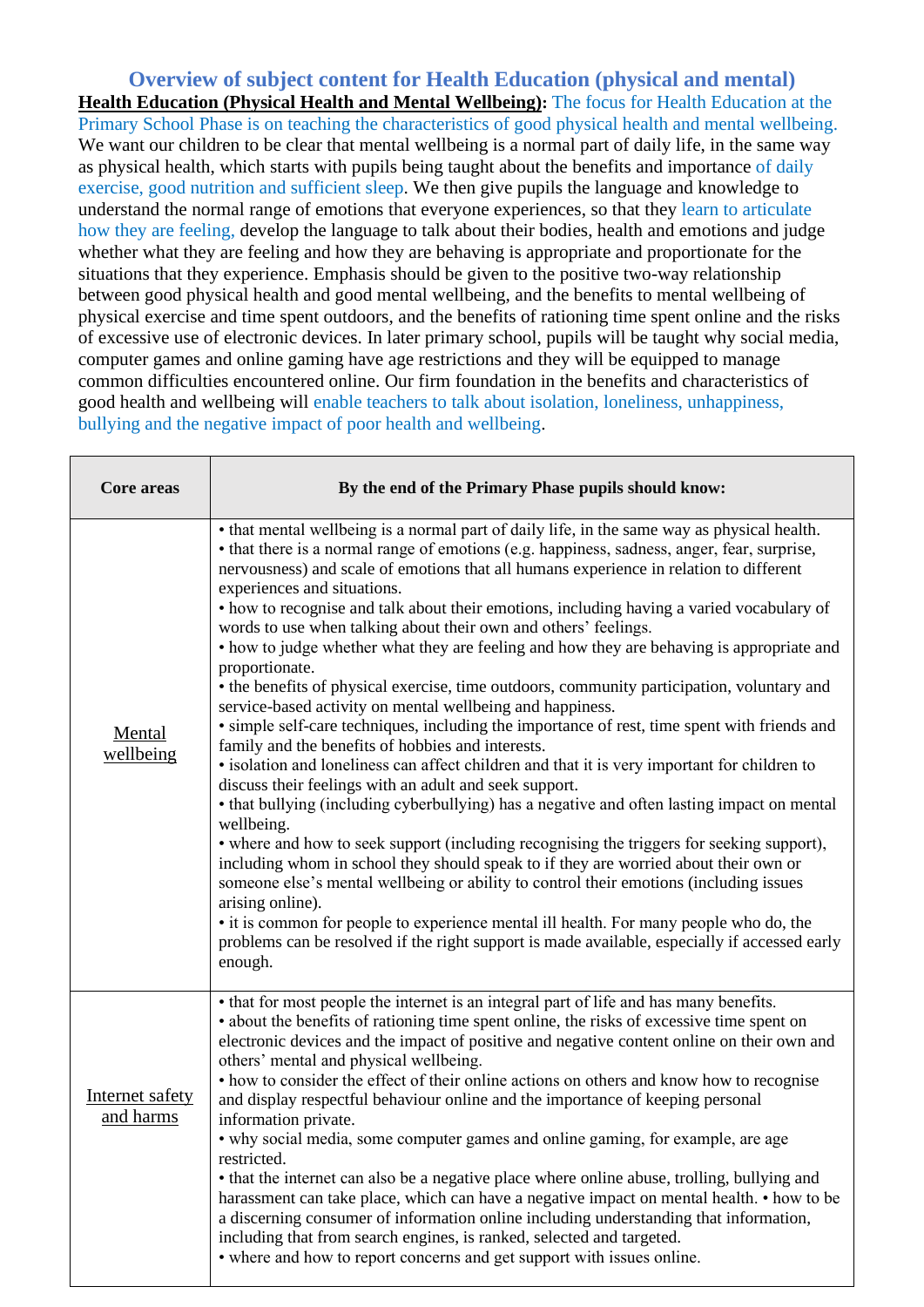## Overview of subject content for Health Education (physical and mental)

**Health Education (Physical Health and Mental Wellbeing):** The focus for Health Education at the Primary School Phase is on teaching the characteristics of good physical health and mental wellbeing. We want our children to be clear that mental wellbeing is a normal part of daily life, in the same way as physical health, which starts with pupils being taught about the benefits and importance of daily exercise, good nutrition and sufficient sleep. We then give pupils the language and knowledge to understand the normal range of emotions that everyone experiences, so that they learn to articulate how they are feeling, develop the language to talk about their bodies, health and emotions and judge whether what they are feeling and how they are behaving is appropriate and proportionate for the situations that they experience. Emphasis should be given to the positive two-way relationship between good physical health and good mental wellbeing, and the benefits to mental wellbeing of physical exercise and time spent outdoors, and the benefits of rationing time spent online and the risks of excessive use of electronic devices. In later primary school, pupils will be taught why social media, computer games and online gaming have age restrictions and they will be equipped to manage common difficulties encountered online. Our firm foundation in the benefits and characteristics of good health and wellbeing will enable teachers to talk about isolation, loneliness, unhappiness, bullying and the negative impact of poor health and wellbeing.

| Core areas | By the end of the Primary Phase pupils should know: |
|---|---|
| Mental wellbeing | • that mental wellbeing is a normal part of daily life, in the same way as physical health.<br>• that there is a normal range of emotions (e.g. happiness, sadness, anger, fear, surprise, nervousness) and scale of emotions that all humans experience in relation to different experiences and situations.<br>• how to recognise and talk about their emotions, including having a varied vocabulary of words to use when talking about their own and others' feelings.<br>• how to judge whether what they are feeling and how they are behaving is appropriate and proportionate.<br>• the benefits of physical exercise, time outdoors, community participation, voluntary and service-based activity on mental wellbeing and happiness.<br>• simple self-care techniques, including the importance of rest, time spent with friends and family and the benefits of hobbies and interests.<br>• isolation and loneliness can affect children and that it is very important for children to discuss their feelings with an adult and seek support.<br>• that bullying (including cyberbullying) has a negative and often lasting impact on mental wellbeing.<br>• where and how to seek support (including recognising the triggers for seeking support), including whom in school they should speak to if they are worried about their own or someone else's mental wellbeing or ability to control their emotions (including issues arising online).<br>• it is common for people to experience mental ill health. For many people who do, the problems can be resolved if the right support is made available, especially if accessed early enough. |
| Internet safety and harms | • that for most people the internet is an integral part of life and has many benefits.<br>• about the benefits of rationing time spent online, the risks of excessive time spent on electronic devices and the impact of positive and negative content online on their own and others' mental and physical wellbeing.<br>• how to consider the effect of their online actions on others and know how to recognise and display respectful behaviour online and the importance of keeping personal information private.<br>• why social media, some computer games and online gaming, for example, are age restricted.<br>• that the internet can also be a negative place where online abuse, trolling, bullying and harassment can take place, which can have a negative impact on mental health. • how to be a discerning consumer of information online including understanding that information, including that from search engines, is ranked, selected and targeted.<br>• where and how to report concerns and get support with issues online. |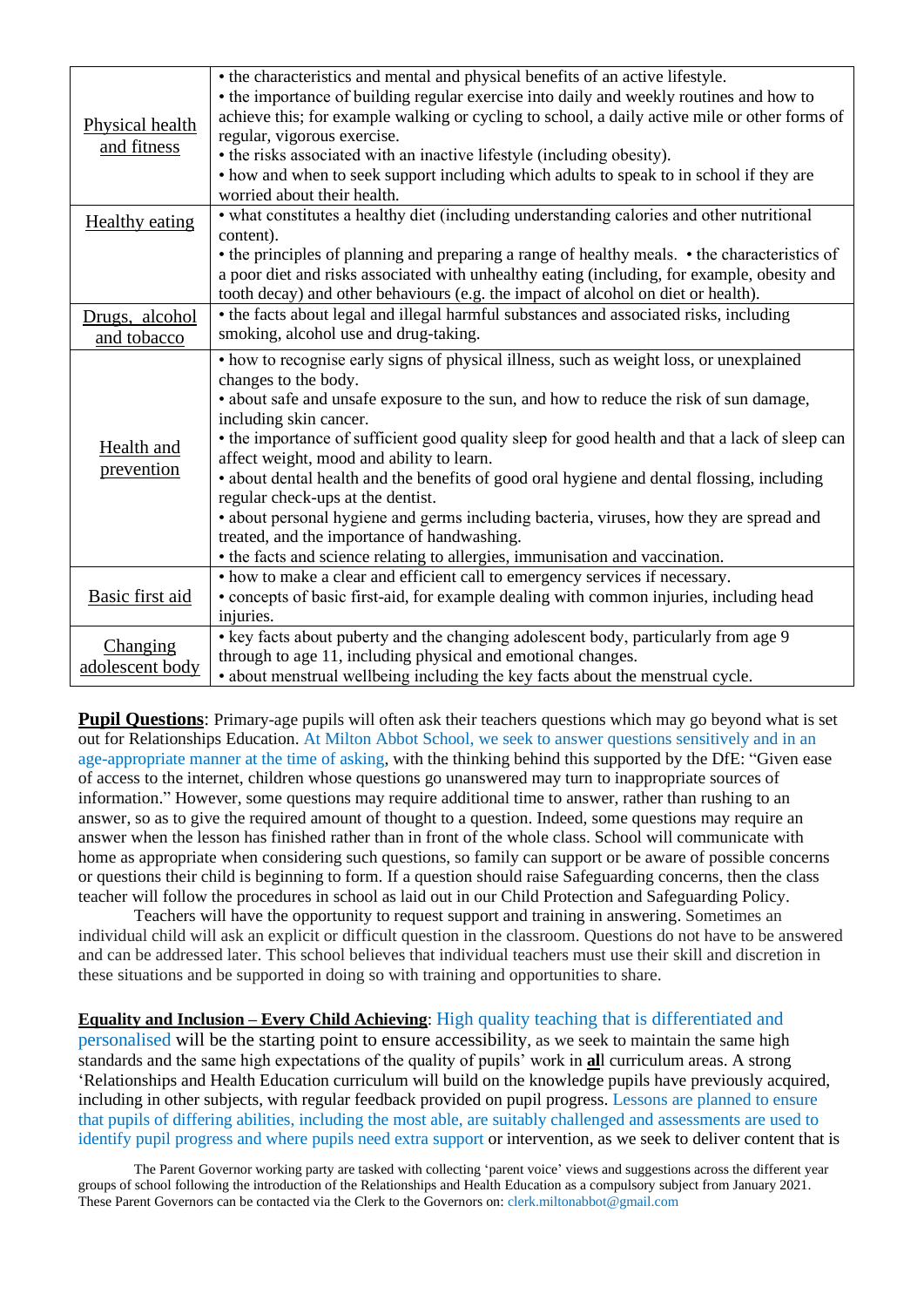| | |
|---|---|
| Physical health and fitness | • the characteristics and mental and physical benefits of an active lifestyle.<br>• the importance of building regular exercise into daily and weekly routines and how to achieve this; for example walking or cycling to school, a daily active mile or other forms of regular, vigorous exercise.<br>• the risks associated with an inactive lifestyle (including obesity).<br>• how and when to seek support including which adults to speak to in school if they are worried about their health. |
| Healthy eating | • what constitutes a healthy diet (including understanding calories and other nutritional content).<br>• the principles of planning and preparing a range of healthy meals. • the characteristics of a poor diet and risks associated with unhealthy eating (including, for example, obesity and tooth decay) and other behaviours (e.g. the impact of alcohol on diet or health). |
| Drugs, alcohol and tobacco | • the facts about legal and illegal harmful substances and associated risks, including smoking, alcohol use and drug-taking. |
| Health and prevention | • how to recognise early signs of physical illness, such as weight loss, or unexplained changes to the body.<br>• about safe and unsafe exposure to the sun, and how to reduce the risk of sun damage, including skin cancer.<br>• the importance of sufficient good quality sleep for good health and that a lack of sleep can affect weight, mood and ability to learn.<br>• about dental health and the benefits of good oral hygiene and dental flossing, including regular check-ups at the dentist.<br>• about personal hygiene and germs including bacteria, viruses, how they are spread and treated, and the importance of handwashing.<br>• the facts and science relating to allergies, immunisation and vaccination. |
| Basic first aid | • how to make a clear and efficient call to emergency services if necessary.<br>• concepts of basic first-aid, for example dealing with common injuries, including head injuries. |
| Changing adolescent body | • key facts about puberty and the changing adolescent body, particularly from age 9 through to age 11, including physical and emotional changes.<br>• about menstrual wellbeing including the key facts about the menstrual cycle. |

**Pupil Questions**: Primary-age pupils will often ask their teachers questions which may go beyond what is set out for Relationships Education. At Milton Abbot School, we seek to answer questions sensitively and in an age-appropriate manner at the time of asking, with the thinking behind this supported by the DfE: "Given ease of access to the internet, children whose questions go unanswered may turn to inappropriate sources of information." However, some questions may require additional time to answer, rather than rushing to an answer, so as to give the required amount of thought to a question. Indeed, some questions may require an answer when the lesson has finished rather than in front of the whole class. School will communicate with home as appropriate when considering such questions, so family can support or be aware of possible concerns or questions their child is beginning to form. If a question should raise Safeguarding concerns, then the class teacher will follow the procedures in school as laid out in our Child Protection and Safeguarding Policy.

Teachers will have the opportunity to request support and training in answering. Sometimes an individual child will ask an explicit or difficult question in the classroom. Questions do not have to be answered and can be addressed later. This school believes that individual teachers must use their skill and discretion in these situations and be supported in doing so with training and opportunities to share.

**Equality and Inclusion – Every Child Achieving**: High quality teaching that is differentiated and personalised will be the starting point to ensure accessibility, as we seek to maintain the same high standards and the same high expectations of the quality of pupils' work in **al**l curriculum areas. A strong 'Relationships and Health Education curriculum will build on the knowledge pupils have previously acquired, including in other subjects, with regular feedback provided on pupil progress. Lessons are planned to ensure that pupils of differing abilities, including the most able, are suitably challenged and assessments are used to identify pupil progress and where pupils need extra support or intervention, as we seek to deliver content that is

The Parent Governor working party are tasked with collecting 'parent voice' views and suggestions across the different year groups of school following the introduction of the Relationships and Health Education as a compulsory subject from January 2021. These Parent Governors can be contacted via the Clerk to the Governors on: clerk.miltonabbot@gmail.com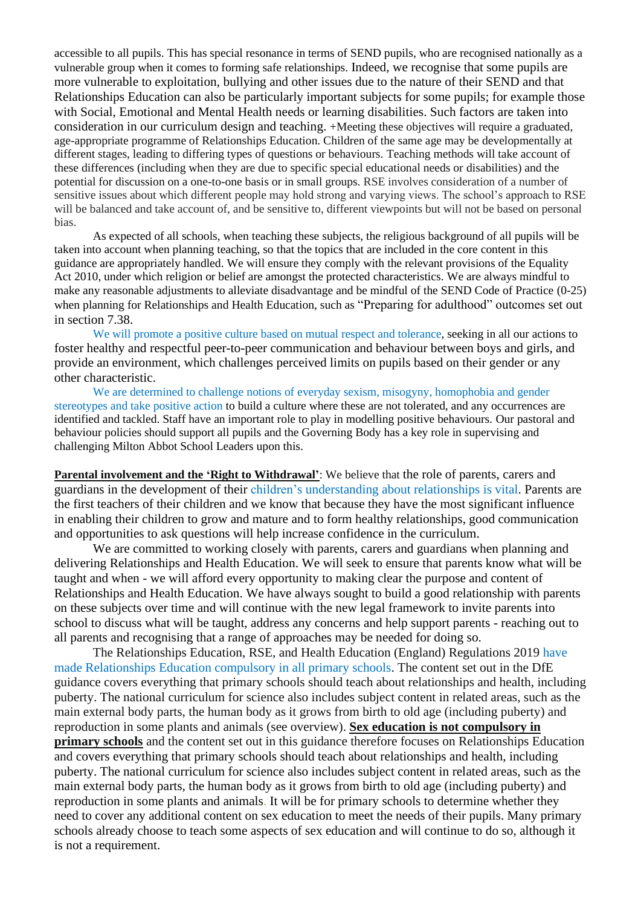accessible to all pupils. This has special resonance in terms of SEND pupils, who are recognised nationally as a vulnerable group when it comes to forming safe relationships. Indeed, we recognise that some pupils are more vulnerable to exploitation, bullying and other issues due to the nature of their SEND and that Relationships Education can also be particularly important subjects for some pupils; for example those with Social, Emotional and Mental Health needs or learning disabilities. Such factors are taken into consideration in our curriculum design and teaching. +Meeting these objectives will require a graduated, age-appropriate programme of Relationships Education. Children of the same age may be developmentally at different stages, leading to differing types of questions or behaviours. Teaching methods will take account of these differences (including when they are due to specific special educational needs or disabilities) and the potential for discussion on a one-to-one basis or in small groups. RSE involves consideration of a number of sensitive issues about which different people may hold strong and varying views. The school's approach to RSE will be balanced and take account of, and be sensitive to, different viewpoints but will not be based on personal bias.

As expected of all schools, when teaching these subjects, the religious background of all pupils will be taken into account when planning teaching, so that the topics that are included in the core content in this guidance are appropriately handled. We will ensure they comply with the relevant provisions of the Equality Act 2010, under which religion or belief are amongst the protected characteristics. We are always mindful to make any reasonable adjustments to alleviate disadvantage and be mindful of the SEND Code of Practice (0-25) when planning for Relationships and Health Education, such as "Preparing for adulthood" outcomes set out in section 7.38.

We will promote a positive culture based on mutual respect and tolerance, seeking in all our actions to foster healthy and respectful peer-to-peer communication and behaviour between boys and girls, and provide an environment, which challenges perceived limits on pupils based on their gender or any other characteristic.

We are determined to challenge notions of everyday sexism, misogyny, homophobia and gender stereotypes and take positive action to build a culture where these are not tolerated, and any occurrences are identified and tackled. Staff have an important role to play in modelling positive behaviours. Our pastoral and behaviour policies should support all pupils and the Governing Body has a key role in supervising and challenging Milton Abbot School Leaders upon this.

**Parental involvement and the 'Right to Withdrawal'**: We believe that the role of parents, carers and guardians in the development of their children's understanding about relationships is vital. Parents are the first teachers of their children and we know that because they have the most significant influence in enabling their children to grow and mature and to form healthy relationships, good communication and opportunities to ask questions will help increase confidence in the curriculum.

We are committed to working closely with parents, carers and guardians when planning and delivering Relationships and Health Education. We will seek to ensure that parents know what will be taught and when - we will afford every opportunity to making clear the purpose and content of Relationships and Health Education. We have always sought to build a good relationship with parents on these subjects over time and will continue with the new legal framework to invite parents into school to discuss what will be taught, address any concerns and help support parents - reaching out to all parents and recognising that a range of approaches may be needed for doing so.

The Relationships Education, RSE, and Health Education (England) Regulations 2019 have made Relationships Education compulsory in all primary schools. The content set out in the DfE guidance covers everything that primary schools should teach about relationships and health, including puberty. The national curriculum for science also includes subject content in related areas, such as the main external body parts, the human body as it grows from birth to old age (including puberty) and reproduction in some plants and animals (see overview). **Sex education is not compulsory in primary schools** and the content set out in this guidance therefore focuses on Relationships Education and covers everything that primary schools should teach about relationships and health, including puberty. The national curriculum for science also includes subject content in related areas, such as the main external body parts, the human body as it grows from birth to old age (including puberty) and reproduction in some plants and animals. It will be for primary schools to determine whether they need to cover any additional content on sex education to meet the needs of their pupils. Many primary schools already choose to teach some aspects of sex education and will continue to do so, although it is not a requirement.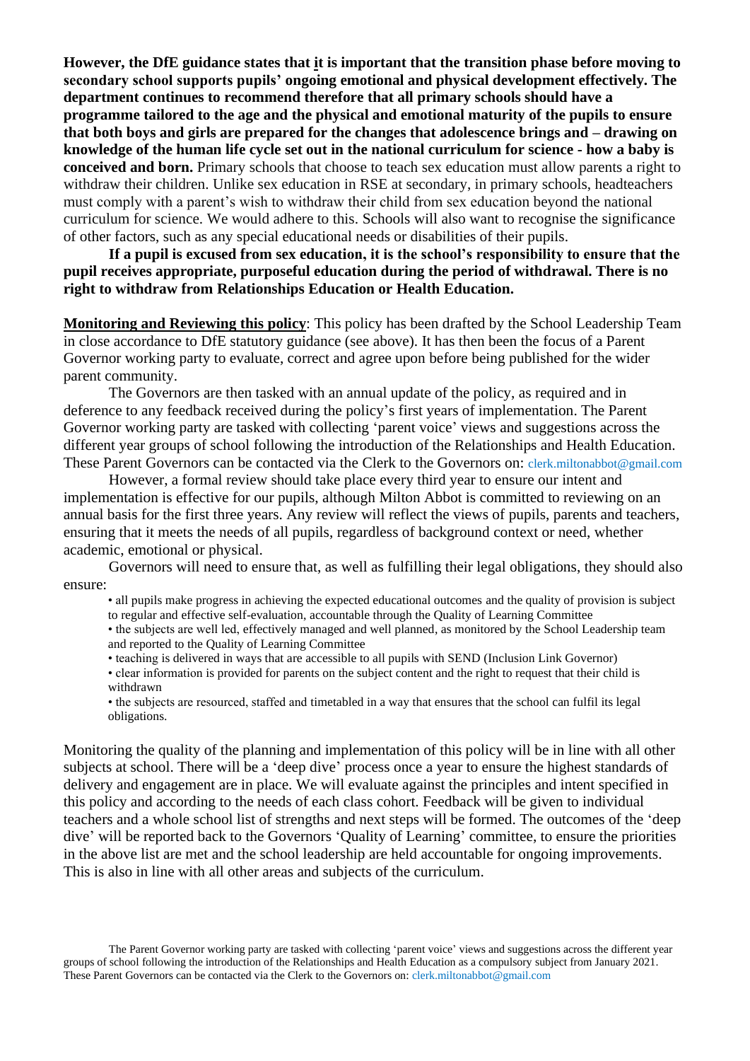**However, the DfE guidance states that it is important that the transition phase before moving to secondary school supports pupils' ongoing emotional and physical development effectively. The department continues to recommend therefore that all primary schools should have a programme tailored to the age and the physical and emotional maturity of the pupils to ensure that both boys and girls are prepared for the changes that adolescence brings and – drawing on knowledge of the human life cycle set out in the national curriculum for science - how a baby is conceived and born.** Primary schools that choose to teach sex education must allow parents a right to withdraw their children. Unlike sex education in RSE at secondary, in primary schools, headteachers must comply with a parent's wish to withdraw their child from sex education beyond the national curriculum for science. We would adhere to this. Schools will also want to recognise the significance of other factors, such as any special educational needs or disabilities of their pupils.

**If a pupil is excused from sex education, it is the school's responsibility to ensure that the pupil receives appropriate, purposeful education during the period of withdrawal. There is no right to withdraw from Relationships Education or Health Education.**

**Monitoring and Reviewing this policy**: This policy has been drafted by the School Leadership Team in close accordance to DfE statutory guidance (see above). It has then been the focus of a Parent Governor working party to evaluate, correct and agree upon before being published for the wider parent community.

The Governors are then tasked with an annual update of the policy, as required and in deference to any feedback received during the policy's first years of implementation. The Parent Governor working party are tasked with collecting 'parent voice' views and suggestions across the different year groups of school following the introduction of the Relationships and Health Education. These Parent Governors can be contacted via the Clerk to the Governors on: clerk.miltonabbot@gmail.com

However, a formal review should take place every third year to ensure our intent and implementation is effective for our pupils, although Milton Abbot is committed to reviewing on an annual basis for the first three years. Any review will reflect the views of pupils, parents and teachers, ensuring that it meets the needs of all pupils, regardless of background context or need, whether academic, emotional or physical.

Governors will need to ensure that, as well as fulfilling their legal obligations, they should also ensure:

- all pupils make progress in achieving the expected educational outcomes and the quality of provision is subject to regular and effective self-evaluation, accountable through the Quality of Learning Committee
- the subjects are well led, effectively managed and well planned, as monitored by the School Leadership team and reported to the Quality of Learning Committee
- teaching is delivered in ways that are accessible to all pupils with SEND (Inclusion Link Governor)
- clear information is provided for parents on the subject content and the right to request that their child is withdrawn
- the subjects are resourced, staffed and timetabled in a way that ensures that the school can fulfil its legal obligations.

Monitoring the quality of the planning and implementation of this policy will be in line with all other subjects at school. There will be a 'deep dive' process once a year to ensure the highest standards of delivery and engagement are in place. We will evaluate against the principles and intent specified in this policy and according to the needs of each class cohort. Feedback will be given to individual teachers and a whole school list of strengths and next steps will be formed. The outcomes of the 'deep dive' will be reported back to the Governors 'Quality of Learning' committee, to ensure the priorities in the above list are met and the school leadership are held accountable for ongoing improvements. This is also in line with all other areas and subjects of the curriculum.

The Parent Governor working party are tasked with collecting 'parent voice' views and suggestions across the different year groups of school following the introduction of the Relationships and Health Education as a compulsory subject from January 2021. These Parent Governors can be contacted via the Clerk to the Governors on: clerk.miltonabbot@gmail.com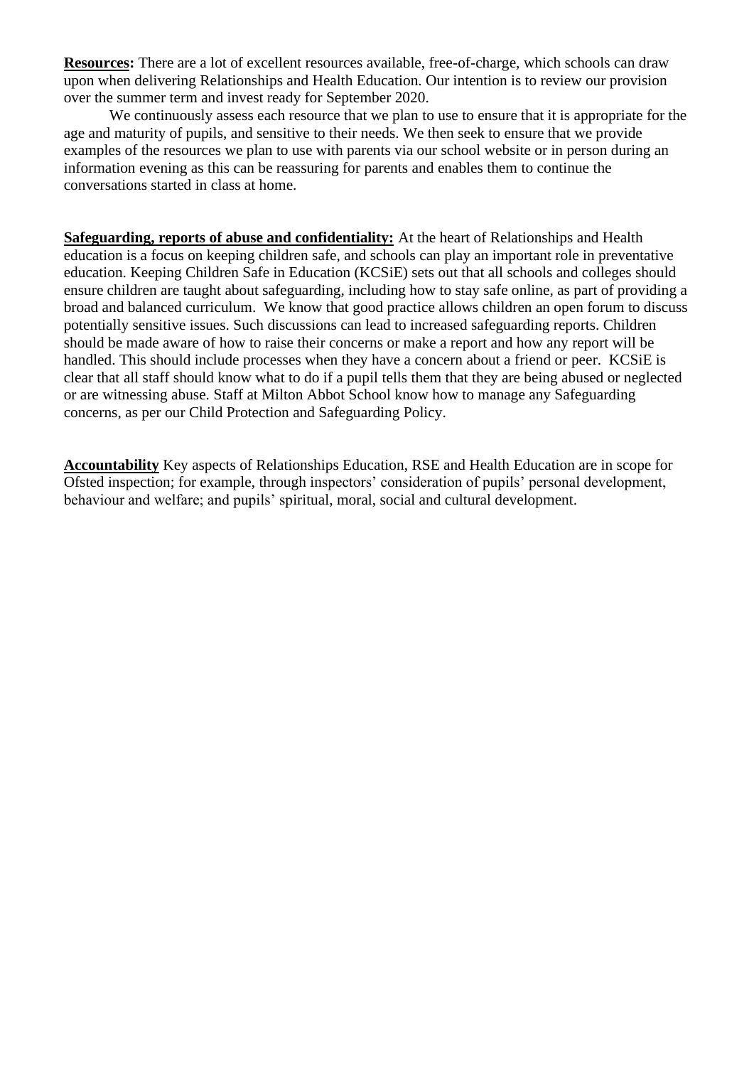**Resources:** There are a lot of excellent resources available, free-of-charge, which schools can draw upon when delivering Relationships and Health Education. Our intention is to review our provision over the summer term and invest ready for September 2020.

We continuously assess each resource that we plan to use to ensure that it is appropriate for the age and maturity of pupils, and sensitive to their needs. We then seek to ensure that we provide examples of the resources we plan to use with parents via our school website or in person during an information evening as this can be reassuring for parents and enables them to continue the conversations started in class at home.

**Safeguarding, reports of abuse and confidentiality:** At the heart of Relationships and Health education is a focus on keeping children safe, and schools can play an important role in preventative education. Keeping Children Safe in Education (KCSiE) sets out that all schools and colleges should ensure children are taught about safeguarding, including how to stay safe online, as part of providing a broad and balanced curriculum. We know that good practice allows children an open forum to discuss potentially sensitive issues. Such discussions can lead to increased safeguarding reports. Children should be made aware of how to raise their concerns or make a report and how any report will be handled. This should include processes when they have a concern about a friend or peer. KCSiE is clear that all staff should know what to do if a pupil tells them that they are being abused or neglected or are witnessing abuse. Staff at Milton Abbot School know how to manage any Safeguarding concerns, as per our Child Protection and Safeguarding Policy.

**Accountability** Key aspects of Relationships Education, RSE and Health Education are in scope for Ofsted inspection; for example, through inspectors' consideration of pupils' personal development, behaviour and welfare; and pupils' spiritual, moral, social and cultural development.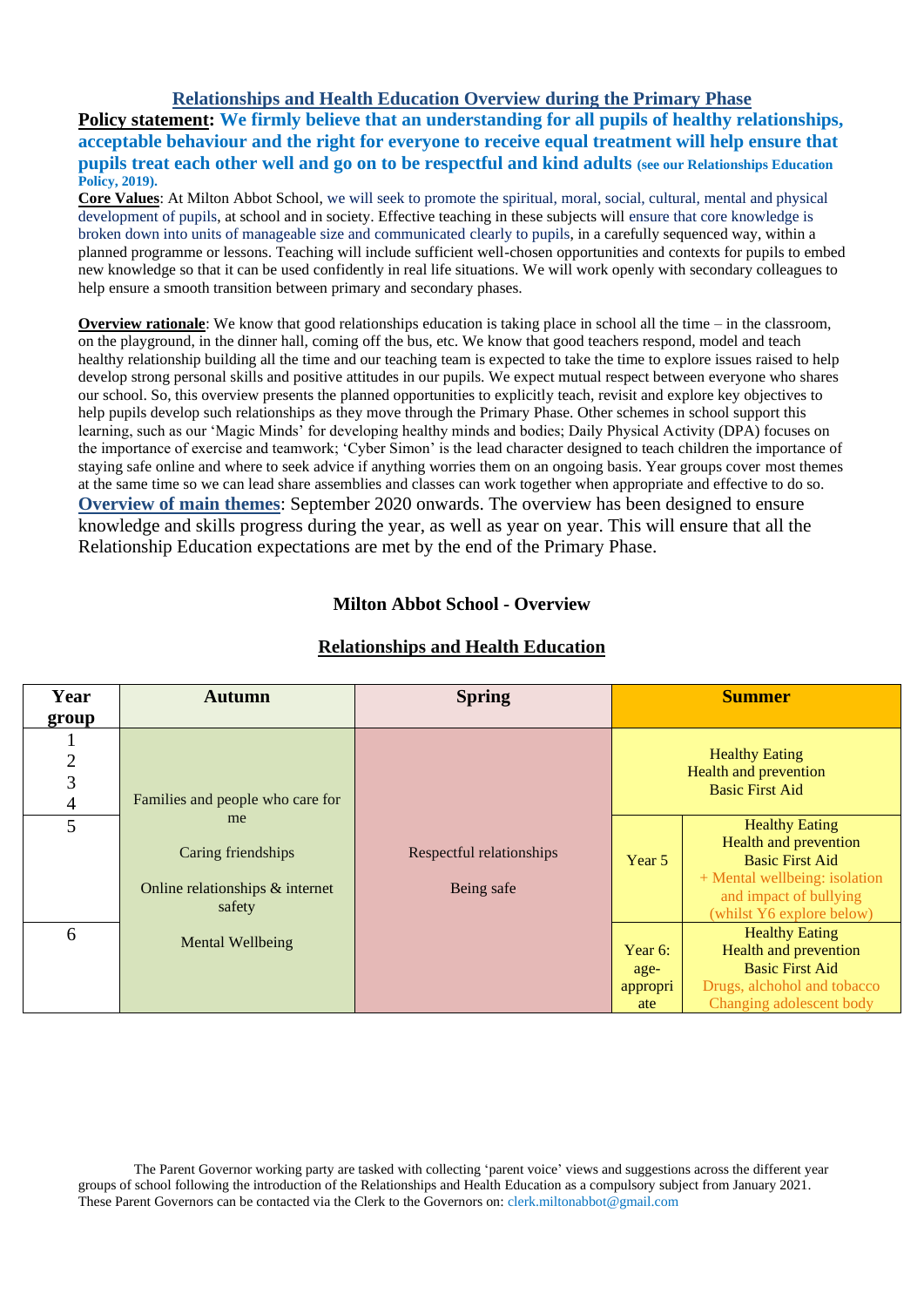## Relationships and Health Education Overview during the Primary Phase

**Policy statement: We firmly believe that an understanding for all pupils of healthy relationships, acceptable behaviour and the right for everyone to receive equal treatment will help ensure that pupils treat each other well and go on to be respectful and kind adults (see our Relationships Education Policy, 2019).**

**Core Values**: At Milton Abbot School, we will seek to promote the spiritual, moral, social, cultural, mental and physical development of pupils, at school and in society. Effective teaching in these subjects will ensure that core knowledge is broken down into units of manageable size and communicated clearly to pupils, in a carefully sequenced way, within a planned programme or lessons. Teaching will include sufficient well-chosen opportunities and contexts for pupils to embed new knowledge so that it can be used confidently in real life situations. We will work openly with secondary colleagues to help ensure a smooth transition between primary and secondary phases.

**Overview rationale**: We know that good relationships education is taking place in school all the time – in the classroom, on the playground, in the dinner hall, coming off the bus, etc. We know that good teachers respond, model and teach healthy relationship building all the time and our teaching team is expected to take the time to explore issues raised to help develop strong personal skills and positive attitudes in our pupils. We expect mutual respect between everyone who shares our school. So, this overview presents the planned opportunities to explicitly teach, revisit and explore key objectives to help pupils develop such relationships as they move through the Primary Phase. Other schemes in school support this learning, such as our 'Magic Minds' for developing healthy minds and bodies; Daily Physical Activity (DPA) focuses on the importance of exercise and teamwork; 'Cyber Simon' is the lead character designed to teach children the importance of staying safe online and where to seek advice if anything worries them on an ongoing basis. Year groups cover most themes at the same time so we can lead share assemblies and classes can work together when appropriate and effective to do so.

**Overview of main themes**: September 2020 onwards. The overview has been designed to ensure knowledge and skills progress during the year, as well as year on year. This will ensure that all the Relationship Education expectations are met by the end of the Primary Phase.

### Milton Abbot School - Overview

### Relationships and Health Education

| Year group | Autumn | Spring | Summer | |
|---|---|---|---|---|
| 1<br>2<br>3<br>4 | Families and people who care for me<br><br>Caring friendships<br><br>Online relationships & internet safety<br><br>Mental Wellbeing | Respectful relationships<br><br>Being safe | Healthy Eating<br>Health and prevention<br>Basic First Aid | |
| 5 | | | Year 5 | Healthy Eating<br>Health and prevention<br>Basic First Aid<br>+ Mental wellbeing: isolation and impact of bullying (whilst Y6 explore below) |
| 6 | | | Year 6: age-appropriate | Healthy Eating<br>Health and prevention<br>Basic First Aid<br>Drugs, alchohol and tobacco<br>Changing adolescent body |

The Parent Governor working party are tasked with collecting 'parent voice' views and suggestions across the different year groups of school following the introduction of the Relationships and Health Education as a compulsory subject from January 2021. These Parent Governors can be contacted via the Clerk to the Governors on: clerk.miltonabbot@gmail.com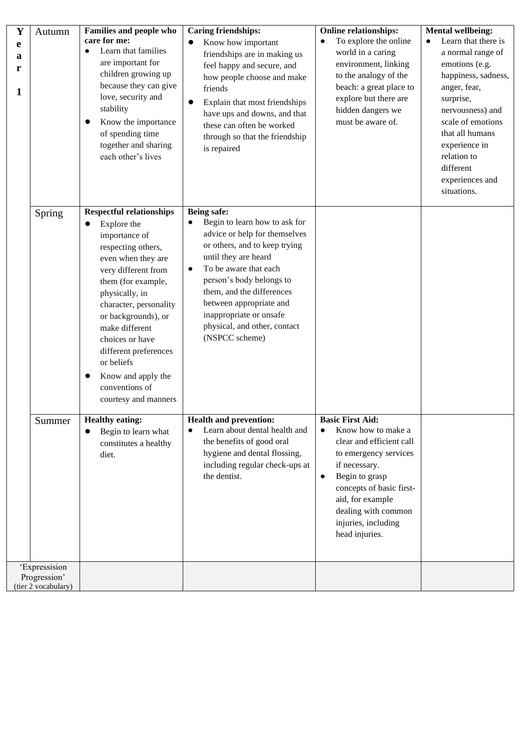| Year 1 | | | | | |
|---|---|---|---|---|---|
| | Autumn | **Families and people who care for me:**<br>● Learn that families are important for children growing up because they can give love, security and stability<br>● Know the importance of spending time together and sharing each other's lives | **Caring friendships:**<br>● Know how important friendships are in making us feel happy and secure, and how people choose and make friends<br>● Explain that most friendships have ups and downs, and that these can often be worked through so that the friendship is repaired | **Online relationships:**<br>● To explore the online world in a caring environment, linking to the analogy of the beach: a great place to explore but there are hidden dangers we must be aware of. | **Mental wellbeing:**<br>● Learn that there is a normal range of emotions (e.g. happiness, sadness, anger, fear, surprise, nervousness) and scale of emotions that all humans experience in relation to different experiences and situations. |
| | Spring | **Respectful relationships**<br>● Explore the importance of respecting others, even when they are very different from them (for example, physically, in character, personality or backgrounds), or make different choices or have different preferences or beliefs<br>● Know and apply the conventions of courtesy and manners | **Being safe:**<br>● Begin to learn how to ask for advice or help for themselves or others, and to keep trying until they are heard<br>● To be aware that each person's body belongs to them, and the differences between appropriate and inappropriate or unsafe physical, and other, contact (NSPCC scheme) | | |
| | Summer | **Healthy eating:**<br>● Begin to learn what constitutes a healthy diet. | **Health and prevention:**<br>● Learn about dental health and the benefits of good oral hygiene and dental flossing, including regular check-ups at the dentist. | **Basic First Aid:**<br>● Know how to make a clear and efficient call to emergency services if necessary.<br>● Begin to grasp concepts of basic first-aid, for example dealing with common injuries, including head injuries. | |
| 'Expressission Progression' (tier 2 vocabulary) | | | | | |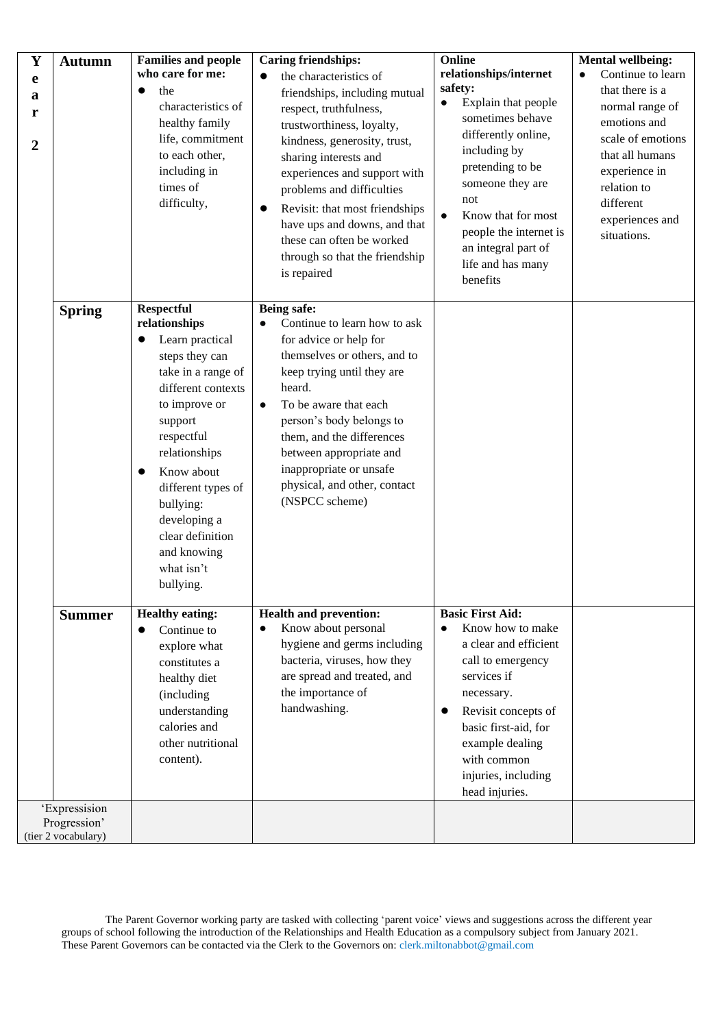| Year 2 | | | | | |
|---|---|---|---|---|---|
| **Autumn** | **Families and people who care for me:**<br>● the characteristics of healthy family life, commitment to each other, including in times of difficulty, | **Caring friendships:**<br>● the characteristics of friendships, including mutual respect, truthfulness, trustworthiness, loyalty, kindness, generosity, trust, sharing interests and experiences and support with problems and difficulties<br>● Revisit: that most friendships have ups and downs, and that these can often be worked through so that the friendship is repaired | **Online relationships/internet safety:**<br>● Explain that people sometimes behave differently online, including by pretending to be someone they are not<br>● Know that for most people the internet is an integral part of life and has many benefits | **Mental wellbeing:**<br>● Continue to learn that there is a normal range of emotions and scale of emotions that all humans experience in relation to different experiences and situations. |
| **Spring** | **Respectful relationships**<br>● Learn practical steps they can take in a range of different contexts to improve or support respectful relationships<br>● Know about different types of bullying: developing a clear definition and knowing what isn't bullying. | **Being safe:**<br>● Continue to learn how to ask for advice or help for themselves or others, and to keep trying until they are heard.<br>● To be aware that each person's body belongs to them, and the differences between appropriate and inappropriate or unsafe physical, and other, contact (NSPCC scheme) | | |
| **Summer** | **Healthy eating:**<br>● Continue to explore what constitutes a healthy diet (including understanding calories and other nutritional content). | **Health and prevention:**<br>● Know about personal hygiene and germs including bacteria, viruses, how they are spread and treated, and the importance of handwashing. | **Basic First Aid:**<br>● Know how to make a clear and efficient call to emergency services if necessary.<br>● Revisit concepts of basic first-aid, for example dealing with common injuries, including head injuries. | |
| 'Expressision Progression' (tier 2 vocabulary) | | | | |

The Parent Governor working party are tasked with collecting 'parent voice' views and suggestions across the different year groups of school following the introduction of the Relationships and Health Education as a compulsory subject from January 2021. These Parent Governors can be contacted via the Clerk to the Governors on: clerk.miltonabbot@gmail.com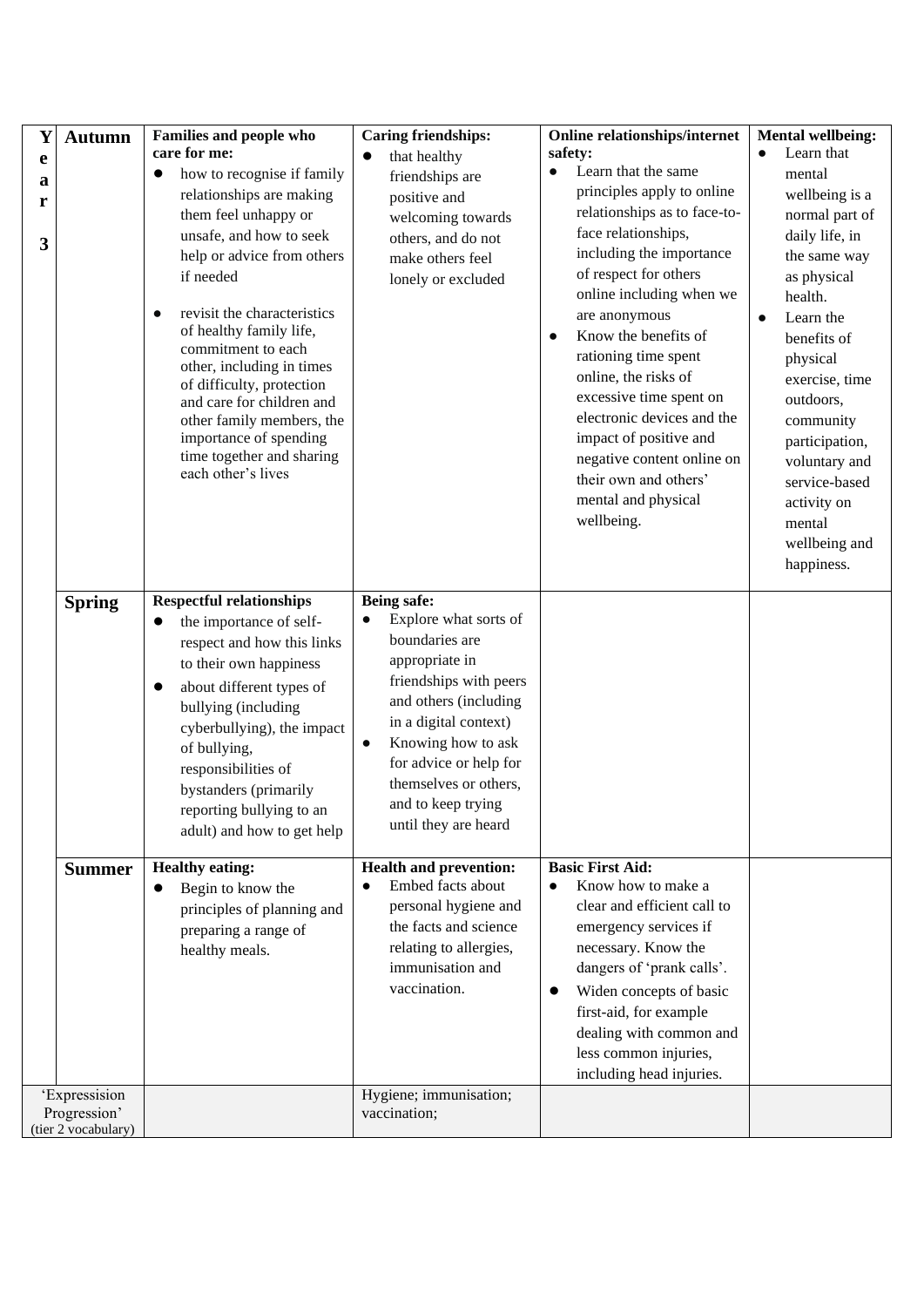| Year 3 | | | | | |
|---|---|---|---|---|---|
| **Autumn** | **Families and people who care for me:** <br>● how to recognise if family relationships are making them feel unhappy or unsafe, and how to seek help or advice from others if needed <br>● revisit the characteristics of healthy family life, commitment to each other, including in times of difficulty, protection and care for children and other family members, the importance of spending time together and sharing each other's lives | **Caring friendships:** <br>● that healthy friendships are positive and welcoming towards others, and do not make others feel lonely or excluded | **Online relationships/internet safety:** <br>● Learn that the same principles apply to online relationships as to face-to-face relationships, including the importance of respect for others online including when we are anonymous <br>● Know the benefits of rationing time spent online, the risks of excessive time spent on electronic devices and the impact of positive and negative content online on their own and others' mental and physical wellbeing. | **Mental wellbeing:** <br>● Learn that mental wellbeing is a normal part of daily life, in the same way as physical health. <br>● Learn the benefits of physical exercise, time outdoors, community participation, voluntary and service-based activity on mental wellbeing and happiness. |
| **Spring** | **Respectful relationships** <br>● the importance of self-respect and how this links to their own happiness <br>● about different types of bullying (including cyberbullying), the impact of bullying, responsibilities of bystanders (primarily reporting bullying to an adult) and how to get help | **Being safe:** <br>● Explore what sorts of boundaries are appropriate in friendships with peers and others (including in a digital context) <br>● Knowing how to ask for advice or help for themselves or others, and to keep trying until they are heard | | |
| **Summer** | **Healthy eating:** <br>● Begin to know the principles of planning and preparing a range of healthy meals. | **Health and prevention:** <br>● Embed facts about personal hygiene and the facts and science relating to allergies, immunisation and vaccination. | **Basic First Aid:** <br>● Know how to make a clear and efficient call to emergency services if necessary. Know the dangers of 'prank calls'. <br>● Widen concepts of basic first-aid, for example dealing with common and less common injuries, including head injuries. | |
| 'Expressision Progression' (tier 2 vocabulary) | | Hygiene; immunisation; vaccination; | | |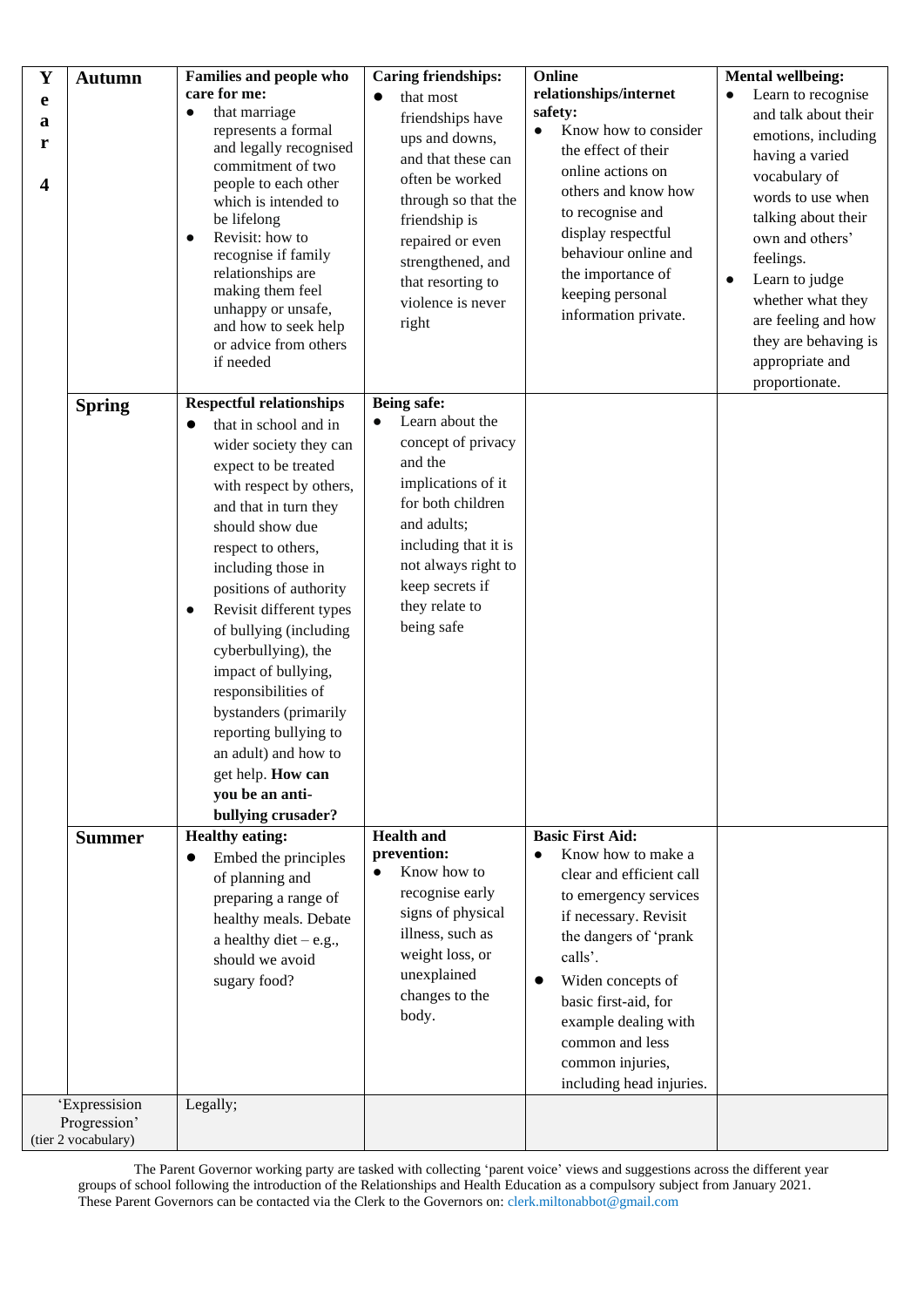| Year 4 | | | | | |
|---|---|---|---|---|---|
| | **Autumn** | **Families and people who care for me:**<br>● that marriage represents a formal and legally recognised commitment of two people to each other which is intended to be lifelong<br>● Revisit: how to recognise if family relationships are making them feel unhappy or unsafe, and how to seek help or advice from others if needed | **Caring friendships:**<br>● that most friendships have ups and downs, and that these can often be worked through so that the friendship is repaired or even strengthened, and that resorting to violence is never right | **Online relationships/internet safety:**<br>● Know how to consider the effect of their online actions on others and know how to recognise and display respectful behaviour online and the importance of keeping personal information private. | **Mental wellbeing:**<br>● Learn to recognise and talk about their emotions, including having a varied vocabulary of words to use when talking about their own and others' feelings.<br>● Learn to judge whether what they are feeling and how they are behaving is appropriate and proportionate. |
| | **Spring** | **Respectful relationships**<br>● that in school and in wider society they can expect to be treated with respect by others, and that in turn they should show due respect to others, including those in positions of authority<br>● Revisit different types of bullying (including cyberbullying), the impact of bullying, responsibilities of bystanders (primarily reporting bullying to an adult) and how to get help. **How can you be an anti-bullying crusader?** | **Being safe:**<br>● Learn about the concept of privacy and the implications of it for both children and adults; including that it is not always right to keep secrets if they relate to being safe | | |
| | **Summer** | **Healthy eating:**<br>● Embed the principles of planning and preparing a range of healthy meals. Debate a healthy diet – e.g., should we avoid sugary food? | **Health and prevention:**<br>● Know how to recognise early signs of physical illness, such as weight loss, or unexplained changes to the body. | **Basic First Aid:**<br>● Know how to make a clear and efficient call to emergency services if necessary. Revisit the dangers of 'prank calls'.<br>● Widen concepts of basic first-aid, for example dealing with common and less common injuries, including head injuries. | |
| 'Expressition Progression' (tier 2 vocabulary) | | Legally; | | | |

The Parent Governor working party are tasked with collecting 'parent voice' views and suggestions across the different year groups of school following the introduction of the Relationships and Health Education as a compulsory subject from January 2021. These Parent Governors can be contacted via the Clerk to the Governors on: clerk.miltonabbot@gmail.com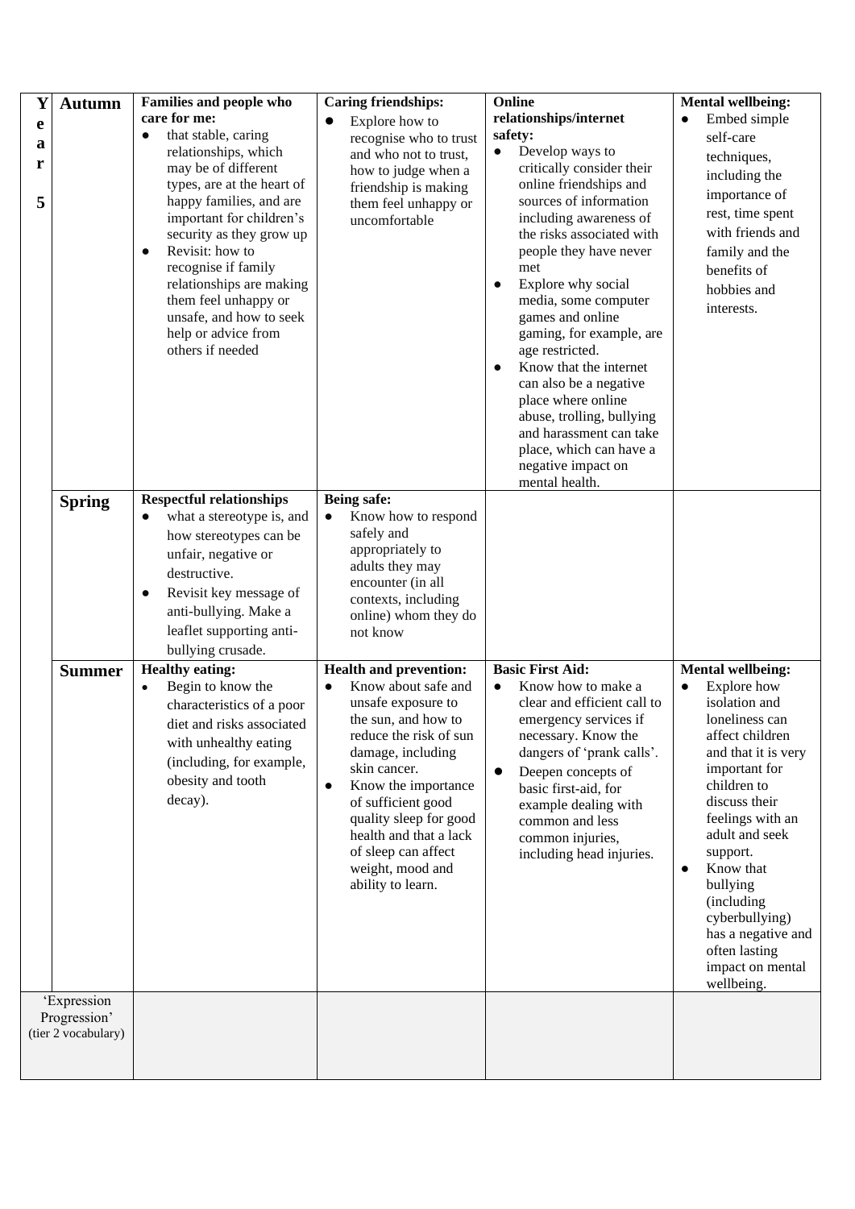| Year 5 | | | | | |
|---|---|---|---|---|---|
| | **Autumn** | **Families and people who care for me:**<br>● that stable, caring relationships, which may be of different types, are at the heart of happy families, and are important for children's security as they grow up<br>● Revisit: how to recognise if family relationships are making them feel unhappy or unsafe, and how to seek help or advice from others if needed | **Caring friendships:**<br>● Explore how to recognise who to trust and who not to trust, how to judge when a friendship is making them feel unhappy or uncomfortable | **Online relationships/internet safety:**<br>● Develop ways to critically consider their online friendships and sources of information including awareness of the risks associated with people they have never met<br>● Explore why social media, some computer games and online gaming, for example, are age restricted.<br>● Know that the internet can also be a negative place where online abuse, trolling, bullying and harassment can take place, which can have a negative impact on mental health. | **Mental wellbeing:**<br>● Embed simple self-care techniques, including the importance of rest, time spent with friends and family and the benefits of hobbies and interests. |
| | **Spring** | **Respectful relationships**<br>● what a stereotype is, and how stereotypes can be unfair, negative or destructive.<br>● Revisit key message of anti-bullying. Make a leaflet supporting anti-bullying crusade. | **Being safe:**<br>● Know how to respond safely and appropriately to adults they may encounter (in all contexts, including online) whom they do not know | | |
| | **Summer** | **Healthy eating:**<br>• Begin to know the characteristics of a poor diet and risks associated with unhealthy eating (including, for example, obesity and tooth decay). | **Health and prevention:**<br>● Know about safe and unsafe exposure to the sun, and how to reduce the risk of sun damage, including skin cancer.<br>● Know the importance of sufficient good quality sleep for good health and that a lack of sleep can affect weight, mood and ability to learn. | **Basic First Aid:**<br>● Know how to make a clear and efficient call to emergency services if necessary. Know the dangers of 'prank calls'.<br>● Deepen concepts of basic first-aid, for example dealing with common and less common injuries, including head injuries. | **Mental wellbeing:**<br>● Explore how isolation and loneliness can affect children and that it is very important for children to discuss their feelings with an adult and seek support.<br>● Know that bullying (including cyberbullying) has a negative and often lasting impact on mental wellbeing. |
| 'Expression Progression' (tier 2 vocabulary) | | | | | |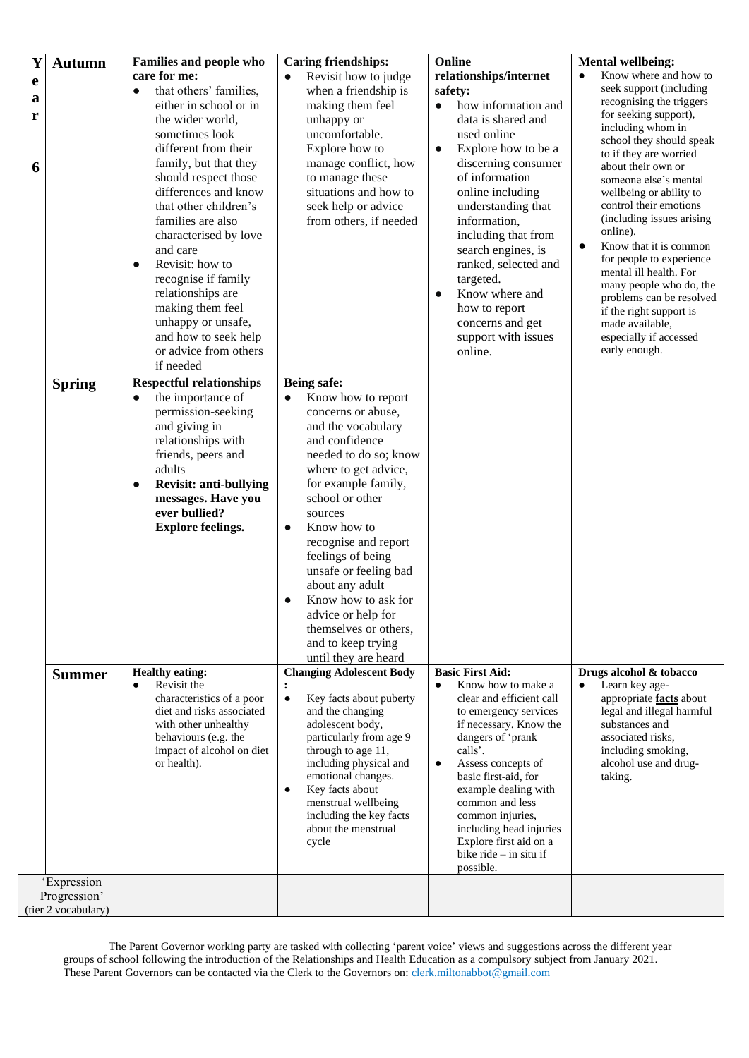| | | | | | |
|---|---|---|---|---|---|
| Year 6 | **Autumn** | **Families and people who care for me:** <br>● that others' families, either in school or in the wider world, sometimes look different from their family, but that they should respect those differences and know that other children's families are also characterised by love and care <br>● Revisit: how to recognise if family relationships are making them feel unhappy or unsafe, and how to seek help or advice from others if needed | **Caring friendships:** <br>● Revisit how to judge when a friendship is making them feel unhappy or uncomfortable. Explore how to manage conflict, how to manage these situations and how to seek help or advice from others, if needed | **Online relationships/internet safety:** <br>● how information and data is shared and used online <br>● Explore how to be a discerning consumer of information online including understanding that information, including that from search engines, is ranked, selected and targeted. <br>● Know where and how to report concerns and get support with issues online. | **Mental wellbeing:** <br>● Know where and how to seek support (including recognising the triggers for seeking support), including whom in school they should speak to if they are worried about their own or someone else's mental wellbeing or ability to control their emotions (including issues arising online). <br>● Know that it is common for people to experience mental ill health. For many people who do, the problems can be resolved if the right support is made available, especially if accessed early enough. |
| | **Spring** | **Respectful relationships** <br>● the importance of permission-seeking and giving in relationships with friends, peers and adults <br>● **Revisit: anti-bullying messages. Have you ever bullied? Explore feelings.** | **Being safe:** <br>● Know how to report concerns or abuse, and the vocabulary and confidence needed to do so; know where to get advice, for example family, school or other sources <br>● Know how to recognise and report feelings of being unsafe or feeling bad about any adult <br>● Know how to ask for advice or help for themselves or others, and to keep trying until they are heard | | |
| | **Summer** | **Healthy eating:** <br>● Revisit the characteristics of a poor diet and risks associated with other unhealthy behaviours (e.g. the impact of alcohol on diet or health). | **Changing Adolescent Body :** <br>● Key facts about puberty and the changing adolescent body, particularly from age 9 through to age 11, including physical and emotional changes. <br>● Key facts about menstrual wellbeing including the key facts about the menstrual cycle | **Basic First Aid:** <br>● Know how to make a clear and efficient call to emergency services if necessary. Know the dangers of 'prank calls'. <br>● Assess concepts of basic first-aid, for example dealing with common and less common injuries, including head injuries Explore first aid on a bike ride – in situ if possible. | **Drugs alcohol & tobacco** <br>● Learn key age-appropriate **facts** about legal and illegal harmful substances and associated risks, including smoking, alcohol use and drug-taking. |
| 'Expression Progression' (tier 2 vocabulary) | | | | | |

The Parent Governor working party are tasked with collecting 'parent voice' views and suggestions across the different year groups of school following the introduction of the Relationships and Health Education as a compulsory subject from January 2021. These Parent Governors can be contacted via the Clerk to the Governors on: clerk.miltonabbot@gmail.com